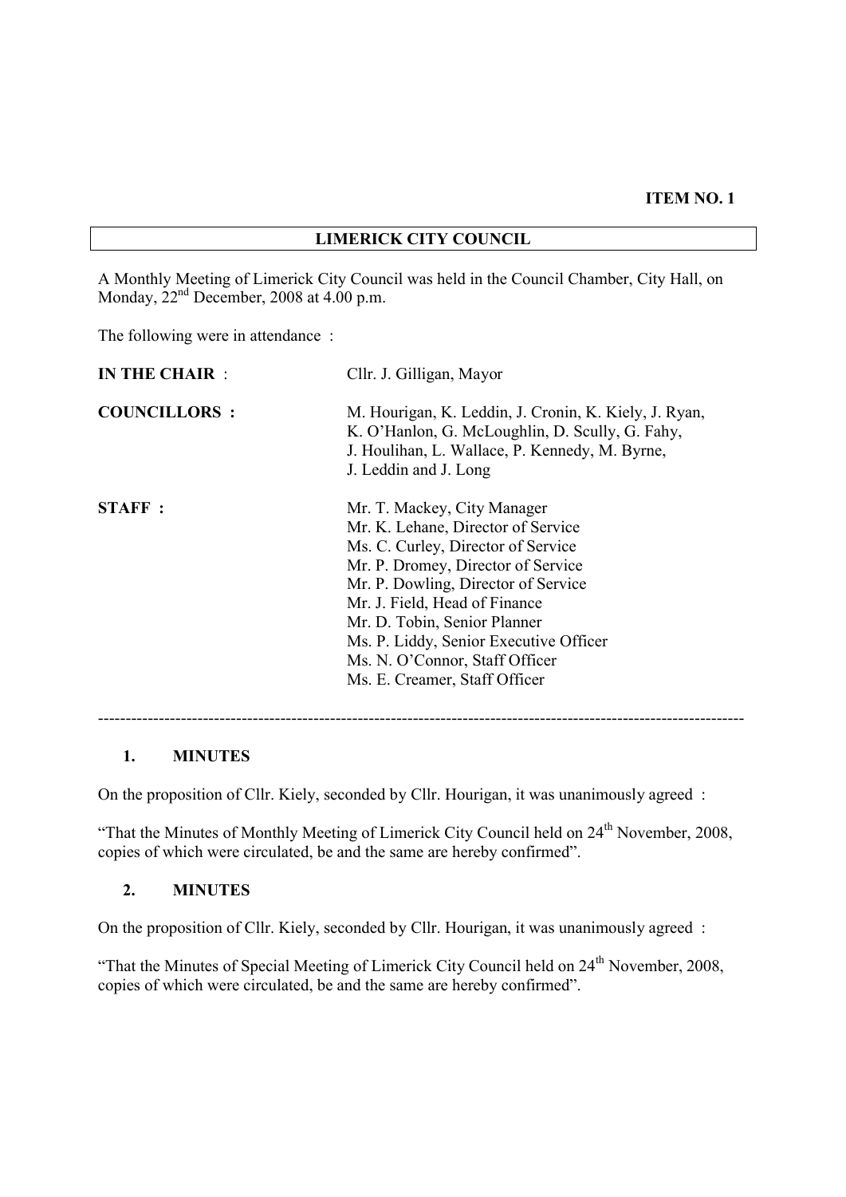**ITEM NO. 1**

## LIMERICK CITY COUNCIL

A Monthly Meeting of Limerick City Council was held in the Council Chamber, City Hall, on Monday, 22nd December, 2008 at 4.00 p.m.

The following were in attendance :

**IN THE CHAIR** : Cllr. J. Gilligan, Mayor

**COUNCILLORS :** M. Hourigan, K. Leddin, J. Cronin, K. Kiely, J. Ryan, K. O'Hanlon, G. McLoughlin, D. Scully, G. Fahy, J. Houlihan, L. Wallace, P. Kennedy, M. Byrne, J. Leddin and J. Long

**STAFF :**
Mr. T. Mackey, City Manager
Mr. K. Lehane, Director of Service
Ms. C. Curley, Director of Service
Mr. P. Dromey, Director of Service
Mr. P. Dowling, Director of Service
Mr. J. Field, Head of Finance
Mr. D. Tobin, Senior Planner
Ms. P. Liddy, Senior Executive Officer
Ms. N. O'Connor, Staff Officer
Ms. E. Creamer, Staff Officer

---

### 1. MINUTES

On the proposition of Cllr. Kiely, seconded by Cllr. Hourigan, it was unanimously agreed :

"That the Minutes of Monthly Meeting of Limerick City Council held on 24th November, 2008, copies of which were circulated, be and the same are hereby confirmed".

### 2. MINUTES

On the proposition of Cllr. Kiely, seconded by Cllr. Hourigan, it was unanimously agreed :

"That the Minutes of Special Meeting of Limerick City Council held on 24th November, 2008, copies of which were circulated, be and the same are hereby confirmed".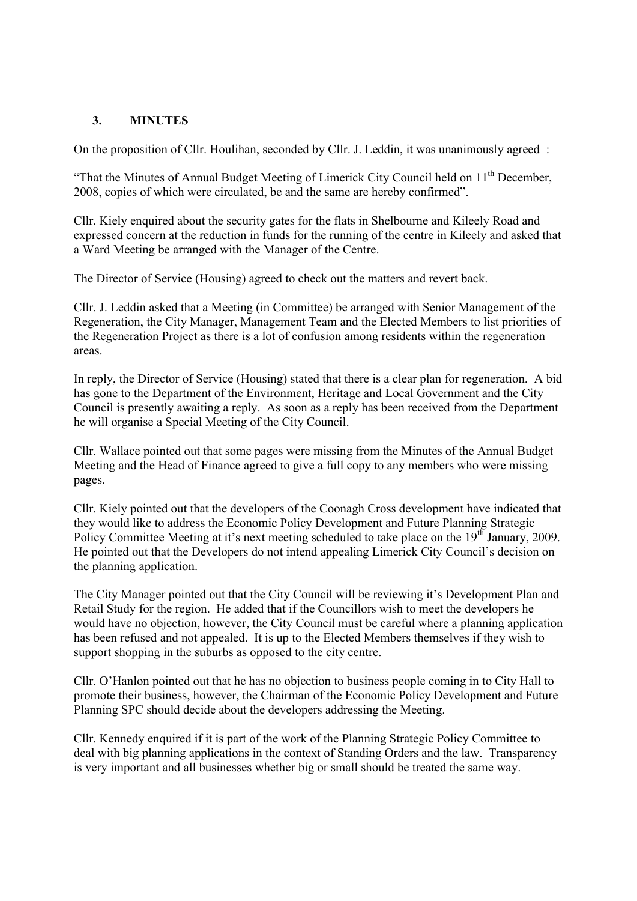## 3. MINUTES

On the proposition of Cllr. Houlihan, seconded by Cllr. J. Leddin, it was unanimously agreed :

"That the Minutes of Annual Budget Meeting of Limerick City Council held on 11th December, 2008, copies of which were circulated, be and the same are hereby confirmed".

Cllr. Kiely enquired about the security gates for the flats in Shelbourne and Kileely Road and expressed concern at the reduction in funds for the running of the centre in Kileely and asked that a Ward Meeting be arranged with the Manager of the Centre.

The Director of Service (Housing) agreed to check out the matters and revert back.

Cllr. J. Leddin asked that a Meeting (in Committee) be arranged with Senior Management of the Regeneration, the City Manager, Management Team and the Elected Members to list priorities of the Regeneration Project as there is a lot of confusion among residents within the regeneration areas.

In reply, the Director of Service (Housing) stated that there is a clear plan for regeneration. A bid has gone to the Department of the Environment, Heritage and Local Government and the City Council is presently awaiting a reply. As soon as a reply has been received from the Department he will organise a Special Meeting of the City Council.

Cllr. Wallace pointed out that some pages were missing from the Minutes of the Annual Budget Meeting and the Head of Finance agreed to give a full copy to any members who were missing pages.

Cllr. Kiely pointed out that the developers of the Coonagh Cross development have indicated that they would like to address the Economic Policy Development and Future Planning Strategic Policy Committee Meeting at it's next meeting scheduled to take place on the 19th January, 2009. He pointed out that the Developers do not intend appealing Limerick City Council's decision on the planning application.

The City Manager pointed out that the City Council will be reviewing it's Development Plan and Retail Study for the region. He added that if the Councillors wish to meet the developers he would have no objection, however, the City Council must be careful where a planning application has been refused and not appealed. It is up to the Elected Members themselves if they wish to support shopping in the suburbs as opposed to the city centre.

Cllr. O'Hanlon pointed out that he has no objection to business people coming in to City Hall to promote their business, however, the Chairman of the Economic Policy Development and Future Planning SPC should decide about the developers addressing the Meeting.

Cllr. Kennedy enquired if it is part of the work of the Planning Strategic Policy Committee to deal with big planning applications in the context of Standing Orders and the law. Transparency is very important and all businesses whether big or small should be treated the same way.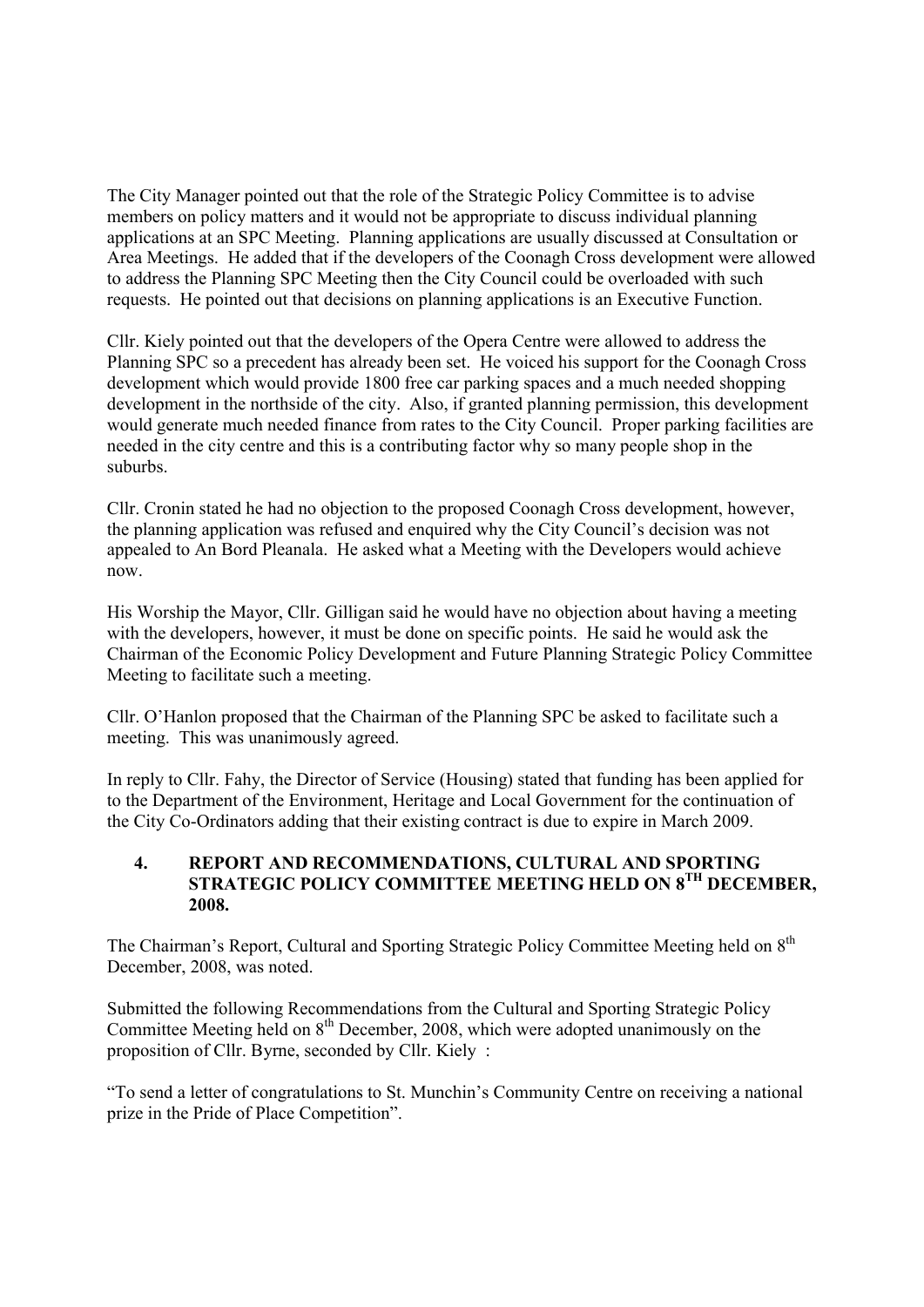The City Manager pointed out that the role of the Strategic Policy Committee is to advise members on policy matters and it would not be appropriate to discuss individual planning applications at an SPC Meeting. Planning applications are usually discussed at Consultation or Area Meetings. He added that if the developers of the Coonagh Cross development were allowed to address the Planning SPC Meeting then the City Council could be overloaded with such requests. He pointed out that decisions on planning applications is an Executive Function.

Cllr. Kiely pointed out that the developers of the Opera Centre were allowed to address the Planning SPC so a precedent has already been set. He voiced his support for the Coonagh Cross development which would provide 1800 free car parking spaces and a much needed shopping development in the northside of the city. Also, if granted planning permission, this development would generate much needed finance from rates to the City Council. Proper parking facilities are needed in the city centre and this is a contributing factor why so many people shop in the suburbs.

Cllr. Cronin stated he had no objection to the proposed Coonagh Cross development, however, the planning application was refused and enquired why the City Council's decision was not appealed to An Bord Pleanala. He asked what a Meeting with the Developers would achieve now.

His Worship the Mayor, Cllr. Gilligan said he would have no objection about having a meeting with the developers, however, it must be done on specific points. He said he would ask the Chairman of the Economic Policy Development and Future Planning Strategic Policy Committee Meeting to facilitate such a meeting.

Cllr. O'Hanlon proposed that the Chairman of the Planning SPC be asked to facilitate such a meeting. This was unanimously agreed.

In reply to Cllr. Fahy, the Director of Service (Housing) stated that funding has been applied for to the Department of the Environment, Heritage and Local Government for the continuation of the City Co-Ordinators adding that their existing contract is due to expire in March 2009.

## 4. REPORT AND RECOMMENDATIONS, CULTURAL AND SPORTING STRATEGIC POLICY COMMITTEE MEETING HELD ON 8TH DECEMBER, 2008.

The Chairman's Report, Cultural and Sporting Strategic Policy Committee Meeting held on 8th December, 2008, was noted.

Submitted the following Recommendations from the Cultural and Sporting Strategic Policy Committee Meeting held on 8th December, 2008, which were adopted unanimously on the proposition of Cllr. Byrne, seconded by Cllr. Kiely :

"To send a letter of congratulations to St. Munchin's Community Centre on receiving a national prize in the Pride of Place Competition".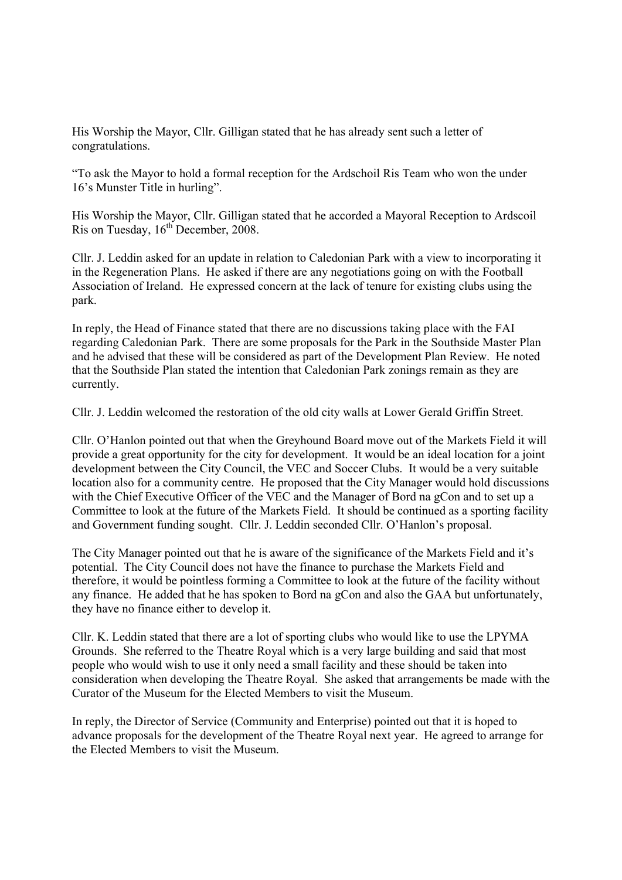His Worship the Mayor, Cllr. Gilligan stated that he has already sent such a letter of congratulations.

"To ask the Mayor to hold a formal reception for the Ardschoil Ris Team who won the under 16's Munster Title in hurling".

His Worship the Mayor, Cllr. Gilligan stated that he accorded a Mayoral Reception to Ardscoil Ris on Tuesday, 16th December, 2008.

Cllr. J. Leddin asked for an update in relation to Caledonian Park with a view to incorporating it in the Regeneration Plans. He asked if there are any negotiations going on with the Football Association of Ireland. He expressed concern at the lack of tenure for existing clubs using the park.

In reply, the Head of Finance stated that there are no discussions taking place with the FAI regarding Caledonian Park. There are some proposals for the Park in the Southside Master Plan and he advised that these will be considered as part of the Development Plan Review. He noted that the Southside Plan stated the intention that Caledonian Park zonings remain as they are currently.

Cllr. J. Leddin welcomed the restoration of the old city walls at Lower Gerald Griffin Street.

Cllr. O'Hanlon pointed out that when the Greyhound Board move out of the Markets Field it will provide a great opportunity for the city for development. It would be an ideal location for a joint development between the City Council, the VEC and Soccer Clubs. It would be a very suitable location also for a community centre. He proposed that the City Manager would hold discussions with the Chief Executive Officer of the VEC and the Manager of Bord na gCon and to set up a Committee to look at the future of the Markets Field. It should be continued as a sporting facility and Government funding sought. Cllr. J. Leddin seconded Cllr. O'Hanlon's proposal.

The City Manager pointed out that he is aware of the significance of the Markets Field and it's potential. The City Council does not have the finance to purchase the Markets Field and therefore, it would be pointless forming a Committee to look at the future of the facility without any finance. He added that he has spoken to Bord na gCon and also the GAA but unfortunately, they have no finance either to develop it.

Cllr. K. Leddin stated that there are a lot of sporting clubs who would like to use the LPYMA Grounds. She referred to the Theatre Royal which is a very large building and said that most people who would wish to use it only need a small facility and these should be taken into consideration when developing the Theatre Royal. She asked that arrangements be made with the Curator of the Museum for the Elected Members to visit the Museum.

In reply, the Director of Service (Community and Enterprise) pointed out that it is hoped to advance proposals for the development of the Theatre Royal next year. He agreed to arrange for the Elected Members to visit the Museum.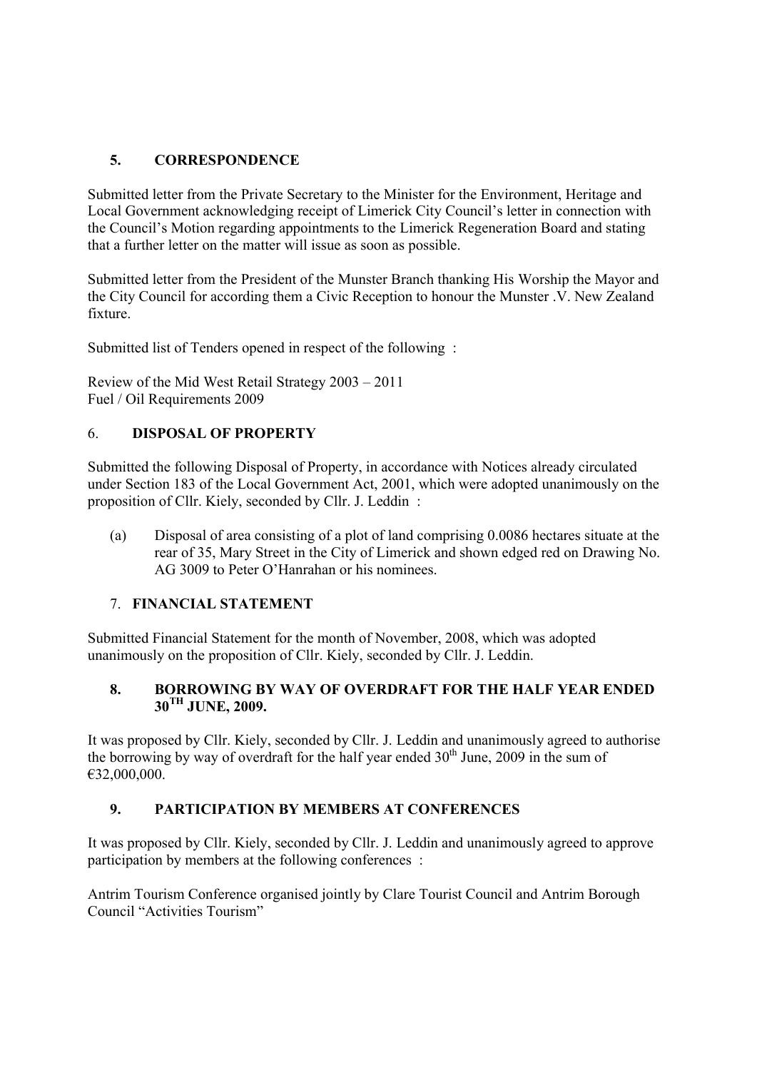## 5. CORRESPONDENCE

Submitted letter from the Private Secretary to the Minister for the Environment, Heritage and Local Government acknowledging receipt of Limerick City Council's letter in connection with the Council's Motion regarding appointments to the Limerick Regeneration Board and stating that a further letter on the matter will issue as soon as possible.

Submitted letter from the President of the Munster Branch thanking His Worship the Mayor and the City Council for according them a Civic Reception to honour the Munster .V. New Zealand fixture.

Submitted list of Tenders opened in respect of the following :

Review of the Mid West Retail Strategy 2003 – 2011
Fuel / Oil Requirements 2009

## 6. DISPOSAL OF PROPERTY

Submitted the following Disposal of Property, in accordance with Notices already circulated under Section 183 of the Local Government Act, 2001, which were adopted unanimously on the proposition of Cllr. Kiely, seconded by Cllr. J. Leddin :

(a) Disposal of area consisting of a plot of land comprising 0.0086 hectares situate at the rear of 35, Mary Street in the City of Limerick and shown edged red on Drawing No. AG 3009 to Peter O'Hanrahan or his nominees.

## 7. FINANCIAL STATEMENT

Submitted Financial Statement for the month of November, 2008, which was adopted unanimously on the proposition of Cllr. Kiely, seconded by Cllr. J. Leddin.

## 8. BORROWING BY WAY OF OVERDRAFT FOR THE HALF YEAR ENDED 30TH JUNE, 2009.

It was proposed by Cllr. Kiely, seconded by Cllr. J. Leddin and unanimously agreed to authorise the borrowing by way of overdraft for the half year ended 30th June, 2009 in the sum of €32,000,000.

## 9. PARTICIPATION BY MEMBERS AT CONFERENCES

It was proposed by Cllr. Kiely, seconded by Cllr. J. Leddin and unanimously agreed to approve participation by members at the following conferences :

Antrim Tourism Conference organised jointly by Clare Tourist Council and Antrim Borough Council "Activities Tourism"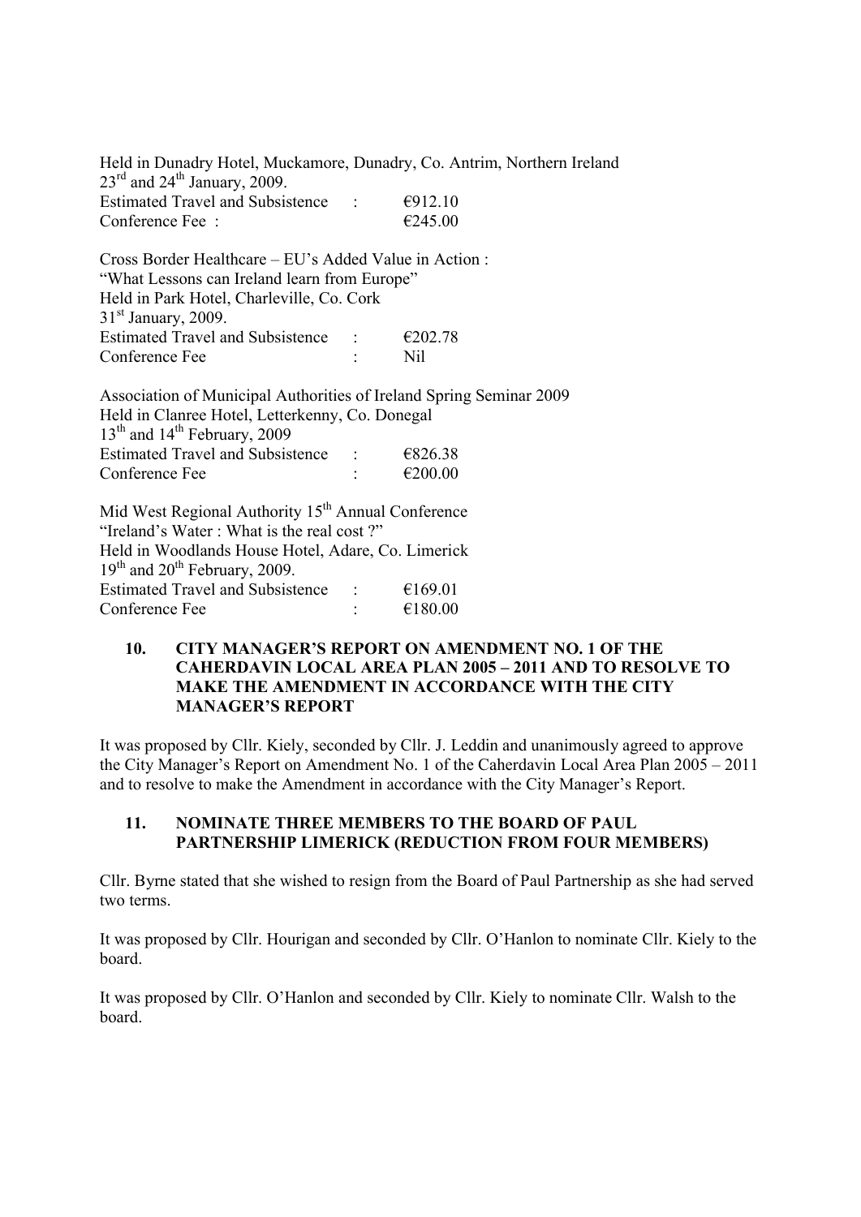Held in Dunadry Hotel, Muckamore, Dunadry, Co. Antrim, Northern Ireland
23rd and 24th January, 2009.
Estimated Travel and Subsistence : €912.10
Conference Fee : €245.00

Cross Border Healthcare – EU's Added Value in Action :
"What Lessons can Ireland learn from Europe"
Held in Park Hotel, Charleville, Co. Cork
31st January, 2009.
Estimated Travel and Subsistence : €202.78
Conference Fee : Nil

Association of Municipal Authorities of Ireland Spring Seminar 2009
Held in Clanree Hotel, Letterkenny, Co. Donegal
13th and 14th February, 2009
Estimated Travel and Subsistence : €826.38
Conference Fee : €200.00

Mid West Regional Authority 15th Annual Conference
"Ireland's Water : What is the real cost ?"
Held in Woodlands House Hotel, Adare, Co. Limerick
19th and 20th February, 2009.
Estimated Travel and Subsistence : €169.01
Conference Fee : €180.00

## 10. CITY MANAGER'S REPORT ON AMENDMENT NO. 1 OF THE CAHERDAVIN LOCAL AREA PLAN 2005 – 2011 AND TO RESOLVE TO MAKE THE AMENDMENT IN ACCORDANCE WITH THE CITY MANAGER'S REPORT

It was proposed by Cllr. Kiely, seconded by Cllr. J. Leddin and unanimously agreed to approve the City Manager's Report on Amendment No. 1 of the Caherdavin Local Area Plan 2005 – 2011 and to resolve to make the Amendment in accordance with the City Manager's Report.

## 11. NOMINATE THREE MEMBERS TO THE BOARD OF PAUL PARTNERSHIP LIMERICK (REDUCTION FROM FOUR MEMBERS)

Cllr. Byrne stated that she wished to resign from the Board of Paul Partnership as she had served two terms.

It was proposed by Cllr. Hourigan and seconded by Cllr. O'Hanlon to nominate Cllr. Kiely to the board.

It was proposed by Cllr. O'Hanlon and seconded by Cllr. Kiely to nominate Cllr. Walsh to the board.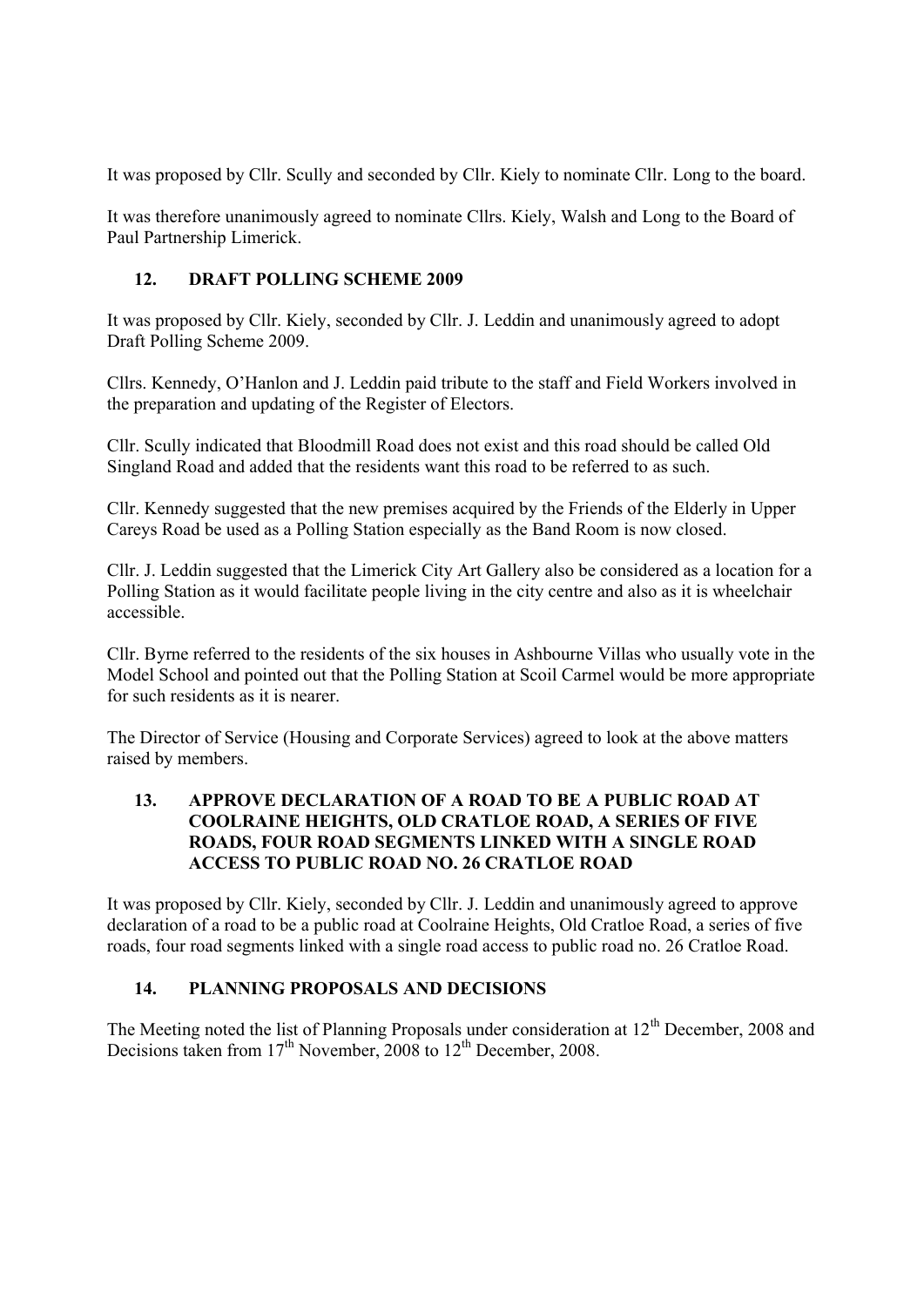It was proposed by Cllr. Scully and seconded by Cllr. Kiely to nominate Cllr. Long to the board.

It was therefore unanimously agreed to nominate Cllrs. Kiely, Walsh and Long to the Board of Paul Partnership Limerick.

## 12. DRAFT POLLING SCHEME 2009

It was proposed by Cllr. Kiely, seconded by Cllr. J. Leddin and unanimously agreed to adopt Draft Polling Scheme 2009.

Cllrs. Kennedy, O'Hanlon and J. Leddin paid tribute to the staff and Field Workers involved in the preparation and updating of the Register of Electors.

Cllr. Scully indicated that Bloodmill Road does not exist and this road should be called Old Singland Road and added that the residents want this road to be referred to as such.

Cllr. Kennedy suggested that the new premises acquired by the Friends of the Elderly in Upper Careys Road be used as a Polling Station especially as the Band Room is now closed.

Cllr. J. Leddin suggested that the Limerick City Art Gallery also be considered as a location for a Polling Station as it would facilitate people living in the city centre and also as it is wheelchair accessible.

Cllr. Byrne referred to the residents of the six houses in Ashbourne Villas who usually vote in the Model School and pointed out that the Polling Station at Scoil Carmel would be more appropriate for such residents as it is nearer.

The Director of Service (Housing and Corporate Services) agreed to look at the above matters raised by members.

## 13. APPROVE DECLARATION OF A ROAD TO BE A PUBLIC ROAD AT COOLRAINE HEIGHTS, OLD CRATLOE ROAD, A SERIES OF FIVE ROADS, FOUR ROAD SEGMENTS LINKED WITH A SINGLE ROAD ACCESS TO PUBLIC ROAD NO. 26 CRATLOE ROAD

It was proposed by Cllr. Kiely, seconded by Cllr. J. Leddin and unanimously agreed to approve declaration of a road to be a public road at Coolraine Heights, Old Cratloe Road, a series of five roads, four road segments linked with a single road access to public road no. 26 Cratloe Road.

## 14. PLANNING PROPOSALS AND DECISIONS

The Meeting noted the list of Planning Proposals under consideration at 12th December, 2008 and Decisions taken from 17th November, 2008 to 12th December, 2008.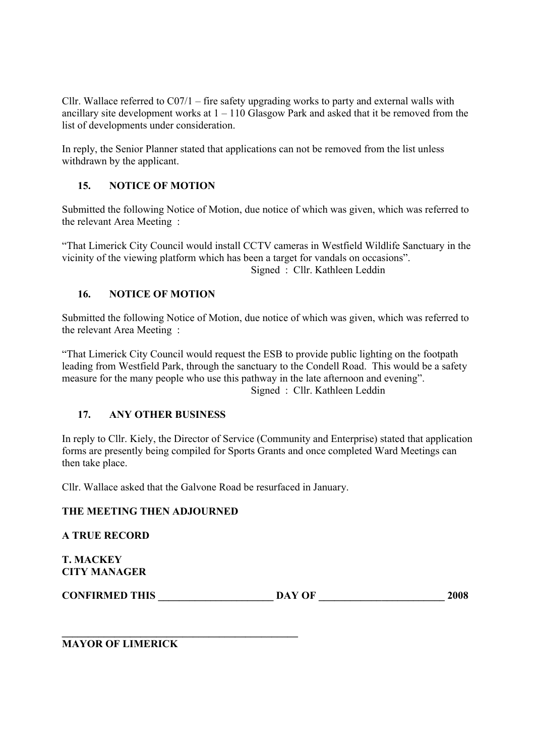Cllr. Wallace referred to C07/1 – fire safety upgrading works to party and external walls with ancillary site development works at 1 – 110 Glasgow Park and asked that it be removed from the list of developments under consideration.

In reply, the Senior Planner stated that applications can not be removed from the list unless withdrawn by the applicant.

## 15. NOTICE OF MOTION

Submitted the following Notice of Motion, due notice of which was given, which was referred to the relevant Area Meeting :

"That Limerick City Council would install CCTV cameras in Westfield Wildlife Sanctuary in the vicinity of the viewing platform which has been a target for vandals on occasions".

Signed : Cllr. Kathleen Leddin

## 16. NOTICE OF MOTION

Submitted the following Notice of Motion, due notice of which was given, which was referred to the relevant Area Meeting :

"That Limerick City Council would request the ESB to provide public lighting on the footpath leading from Westfield Park, through the sanctuary to the Condell Road. This would be a safety measure for the many people who use this pathway in the late afternoon and evening".

Signed : Cllr. Kathleen Leddin

## 17. ANY OTHER BUSINESS

In reply to Cllr. Kiely, the Director of Service (Community and Enterprise) stated that application forms are presently being compiled for Sports Grants and once completed Ward Meetings can then take place.

Cllr. Wallace asked that the Galvone Road be resurfaced in January.

**THE MEETING THEN ADJOURNED**

**A TRUE RECORD**

**T. MACKEY**
**CITY MANAGER**

**CONFIRMED THIS ______________________ DAY OF ________________________ 2008**

**______________________________________________**
**MAYOR OF LIMERICK**